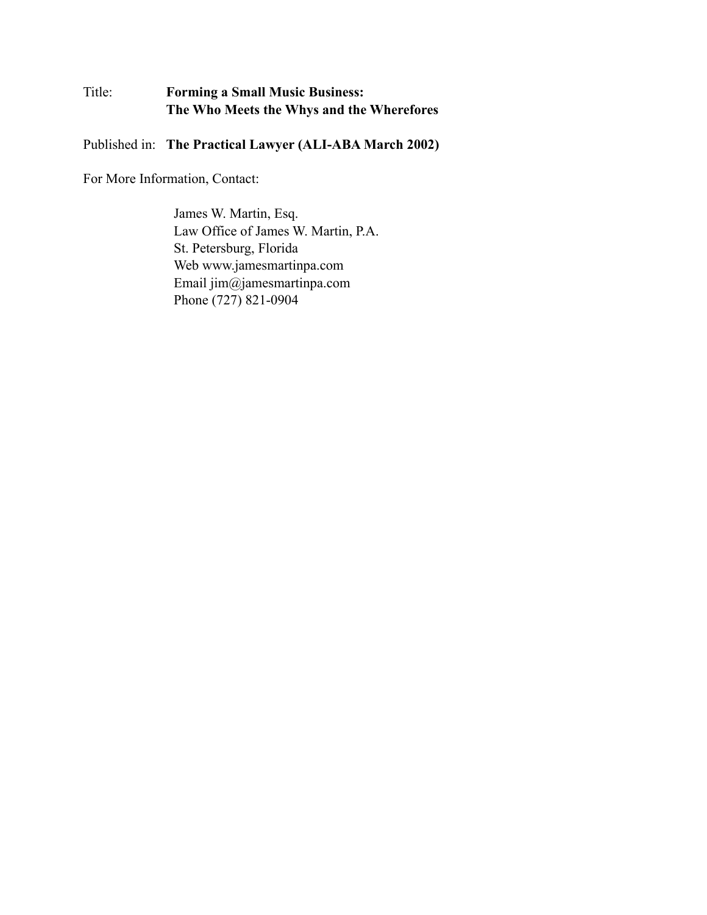Title: **Forming a Small Music Business: The Who Meets the Whys and the Wherefores**

Published in: **The Practical Lawyer (ALI-ABA March 2002)**

For More Information, Contact:

James W. Martin, Esq.
Law Office of James W. Martin, P.A.
St. Petersburg, Florida
Web www.jamesmartinpa.com
Email jim@jamesmartinpa.com
Phone (727) 821-0904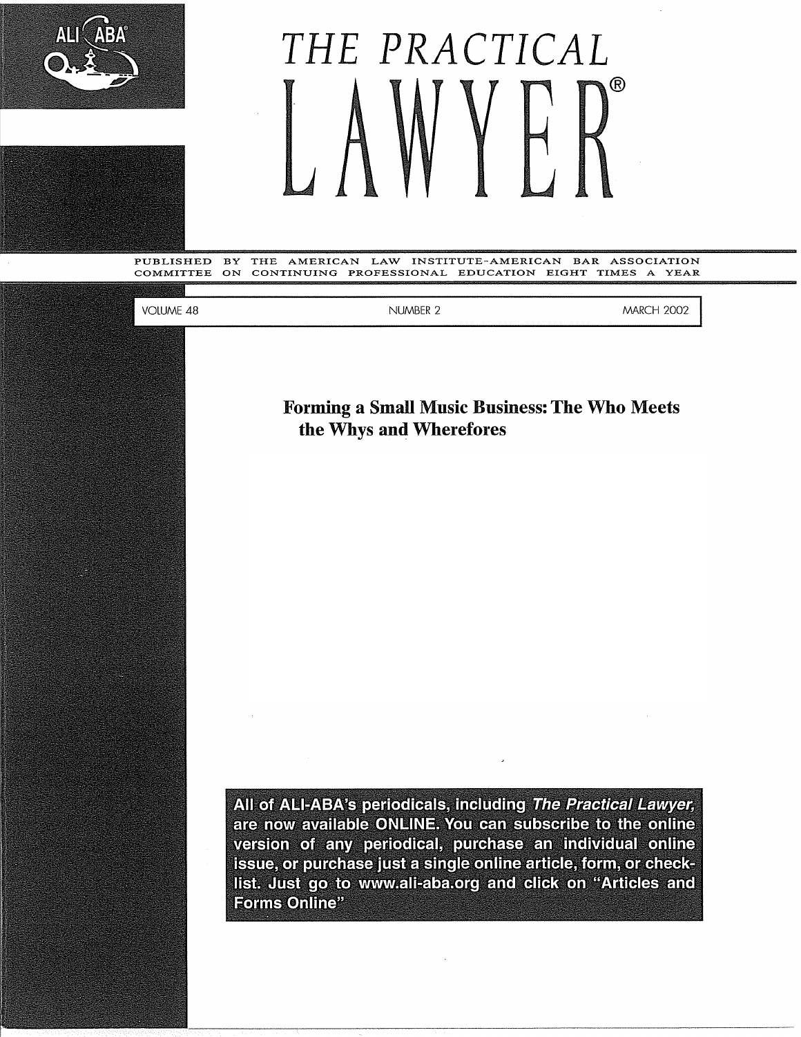# THE PRACTICAL LAWYER®

PUBLISHED BY THE AMERICAN LAW INSTITUTE-AMERICAN BAR ASSOCIATION COMMITTEE ON CONTINUING PROFESSIONAL EDUCATION EIGHT TIMES A YEAR

VOLUME 48 NUMBER 2 MARCH 2002

## Forming a Small Music Business: The Who Meets the Whys and Wherefores

All of ALI-ABA's periodicals, including *The Practical Lawyer*, are now available ONLINE. You can subscribe to the online version of any periodical, purchase an individual online issue, or purchase just a single online article, form, or check-list. Just go to www.ali-aba.org and click on "Articles and Forms Online"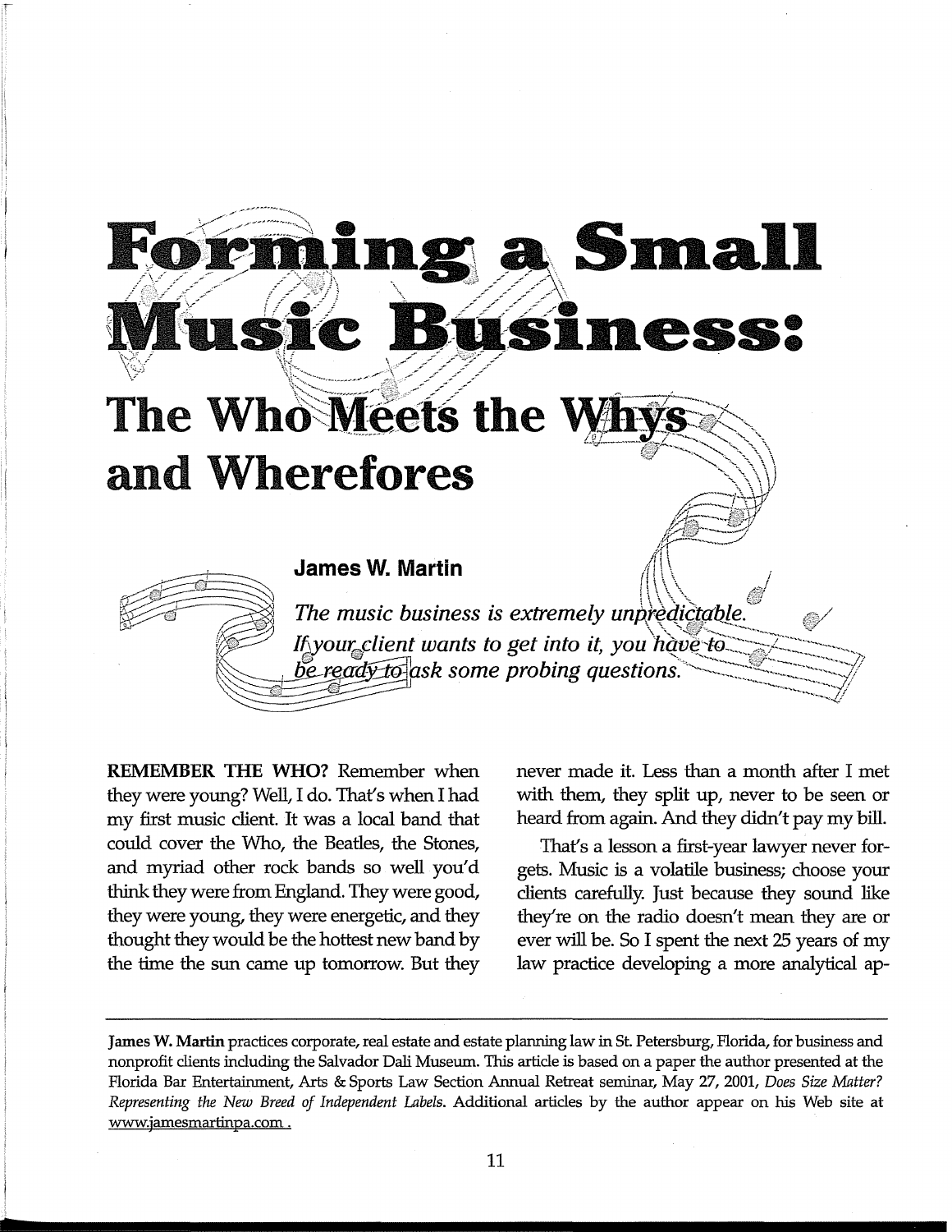# Forming a Small Music Business:

## The Who Meets the Whys and Wherefores

**James W. Martin**

*The music business is extremely unpredictable. If your client wants to get into it, you have to be ready to ask some probing questions.*

**REMEMBER THE WHO?** Remember when they were young? Well, I do. That's when I had my first music client. It was a local band that could cover the Who, the Beatles, the Stones, and myriad other rock bands so well you'd think they were from England. They were good, they were young, they were energetic, and they thought they would be the hottest new band by the time the sun came up tomorrow. But they never made it. Less than a month after I met with them, they split up, never to be seen or heard from again. And they didn't pay my bill.

That's a lesson a first-year lawyer never forgets. Music is a volatile business; choose your clients carefully. Just because they sound like they're on the radio doesn't mean they are or ever will be. So I spent the next 25 years of my law practice developing a more analytical ap-

---

**James W. Martin** practices corporate, real estate and estate planning law in St. Petersburg, Florida, for business and nonprofit clients including the Salvador Dali Museum. This article is based on a paper the author presented at the Florida Bar Entertainment, Arts & Sports Law Section Annual Retreat seminar, May 27, 2001, *Does Size Matter? Representing the New Breed of Independent Labels*. Additional articles by the author appear on his Web site at www.jamesmartinpa.com .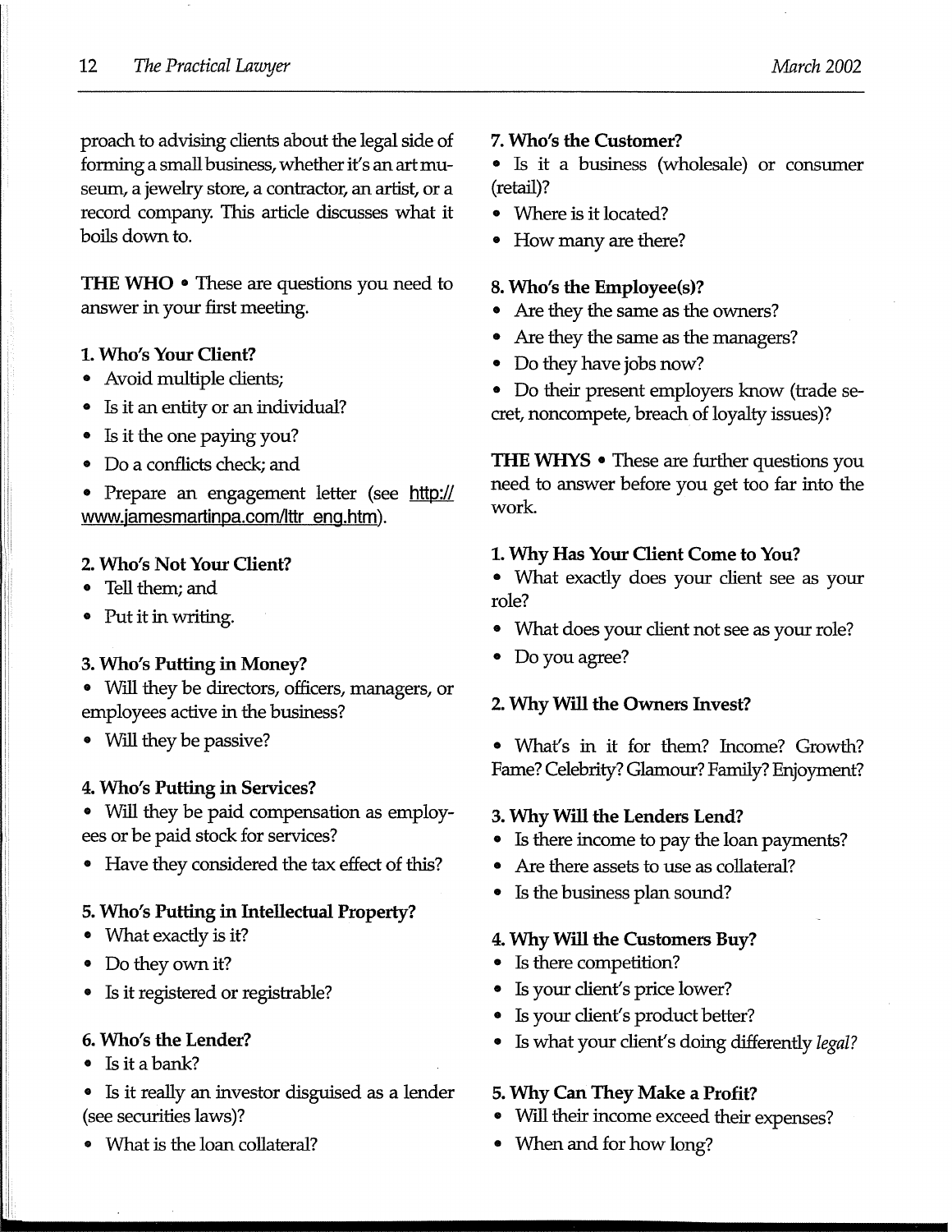proach to advising clients about the legal side of forming a small business, whether it's an art museum, a jewelry store, a contractor, an artist, or a record company. This article discusses what it boils down to.

**THE WHO** • These are questions you need to answer in your first meeting.

**1. Who's Your Client?**

- Avoid multiple clients;
- Is it an entity or an individual?
- Is it the one paying you?
- Do a conflicts check; and
- Prepare an engagement letter (see http://www.jamesmartinpa.com/lttr_eng.htm).

**2. Who's Not Your Client?**

- Tell them; and
- Put it in writing.

**3. Who's Putting in Money?**

- Will they be directors, officers, managers, or employees active in the business?
- Will they be passive?

**4. Who's Putting in Services?**

- Will they be paid compensation as employees or be paid stock for services?
- Have they considered the tax effect of this?

**5. Who's Putting in Intellectual Property?**

- What exactly is it?
- Do they own it?
- Is it registered or registrable?

**6. Who's the Lender?**

- Is it a bank?
- Is it really an investor disguised as a lender (see securities laws)?
- What is the loan collateral?

**7. Who's the Customer?**

- Is it a business (wholesale) or consumer (retail)?
- Where is it located?
- How many are there?

**8. Who's the Employee(s)?**

- Are they the same as the owners?
- Are they the same as the managers?
- Do they have jobs now?
- Do their present employers know (trade secret, noncompete, breach of loyalty issues)?

**THE WHYS** • These are further questions you need to answer before you get too far into the work.

**1. Why Has Your Client Come to You?**

- What exactly does your client see as your role?
- What does your client not see as your role?
- Do you agree?

**2. Why Will the Owners Invest?**

- What's in it for them? Income? Growth? Fame? Celebrity? Glamour? Family? Enjoyment?

**3. Why Will the Lenders Lend?**

- Is there income to pay the loan payments?
- Are there assets to use as collateral?
- Is the business plan sound?

**4. Why Will the Customers Buy?**

- Is there competition?
- Is your client's price lower?
- Is your client's product better?
- Is what your client's doing differently *legal?*

**5. Why Can They Make a Profit?**

- Will their income exceed their expenses?
- When and for how long?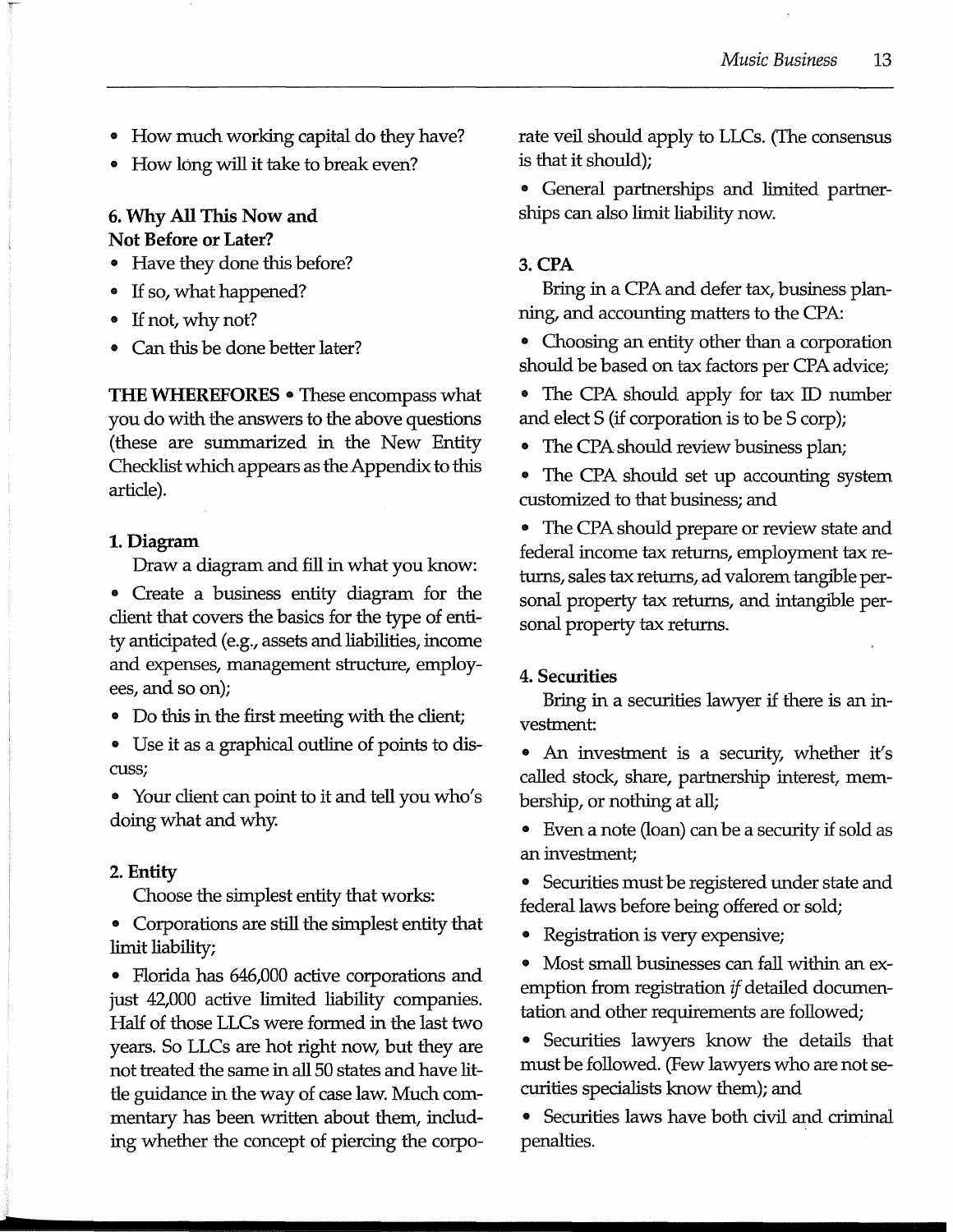- How much working capital do they have?
- How long will it take to break even?

### 6. Why All This Now and Not Before or Later?

- Have they done this before?
- If so, what happened?
- If not, why not?
- Can this be done better later?

**THE WHEREFORES** • These encompass what you do with the answers to the above questions (these are summarized in the New Entity Checklist which appears as the Appendix to this article).

### 1. Diagram

Draw a diagram and fill in what you know:

- Create a business entity diagram for the client that covers the basics for the type of entity anticipated (e.g., assets and liabilities, income and expenses, management structure, employees, and so on);
- Do this in the first meeting with the client;
- Use it as a graphical outline of points to discuss;
- Your client can point to it and tell you who's doing what and why.

### 2. Entity

Choose the simplest entity that works:

- Corporations are still the simplest entity that limit liability;
- Florida has 646,000 active corporations and just 42,000 active limited liability companies. Half of those LLCs were formed in the last two years. So LLCs are hot right now, but they are not treated the same in all 50 states and have little guidance in the way of case law. Much commentary has been written about them, including whether the concept of piercing the corporate veil should apply to LLCs. (The consensus is that it should);
- General partnerships and limited partnerships can also limit liability now.

### 3. CPA

Bring in a CPA and defer tax, business planning, and accounting matters to the CPA:

- Choosing an entity other than a corporation should be based on tax factors per CPA advice;
- The CPA should apply for tax ID number and elect S (if corporation is to be S corp);
- The CPA should review business plan;
- The CPA should set up accounting system customized to that business; and
- The CPA should prepare or review state and federal income tax returns, employment tax returns, sales tax returns, ad valorem tangible personal property tax returns, and intangible personal property tax returns.

### 4. Securities

Bring in a securities lawyer if there is an investment:

- An investment is a security, whether it's called stock, share, partnership interest, membership, or nothing at all;
- Even a note (loan) can be a security if sold as an investment;
- Securities must be registered under state and federal laws before being offered or sold;
- Registration is very expensive;
- Most small businesses can fall within an exemption from registration *if* detailed documentation and other requirements are followed;
- Securities lawyers know the details that must be followed. (Few lawyers who are not securities specialists know them); and
- Securities laws have both civil and criminal penalties.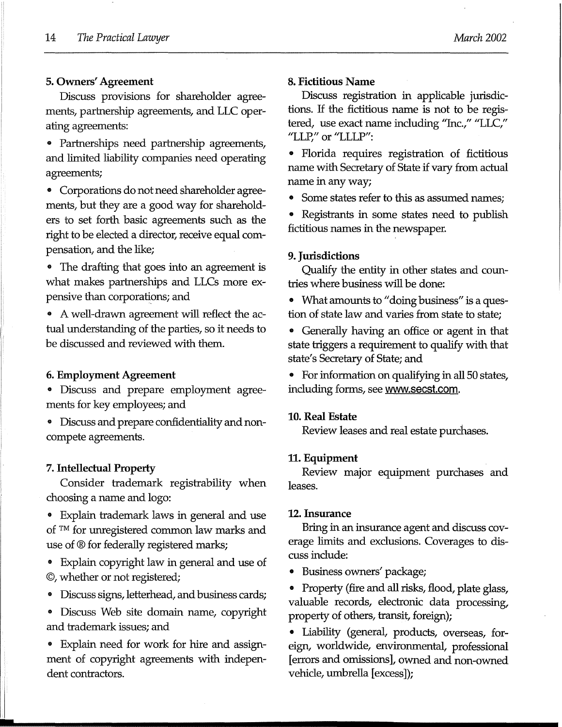**5. Owners' Agreement**

Discuss provisions for shareholder agreements, partnership agreements, and LLC operating agreements:

- Partnerships need partnership agreements, and limited liability companies need operating agreements;
- Corporations do not need shareholder agreements, but they are a good way for shareholders to set forth basic agreements such as the right to be elected a director, receive equal compensation, and the like;
- The drafting that goes into an agreement is what makes partnerships and LLCs more expensive than corporations; and
- A well-drawn agreement will reflect the actual understanding of the parties, so it needs to be discussed and reviewed with them.

**6. Employment Agreement**

- Discuss and prepare employment agreements for key employees; and
- Discuss and prepare confidentiality and noncompete agreements.

**7. Intellectual Property**

Consider trademark registrability when choosing a name and logo:

- Explain trademark laws in general and use of ™ for unregistered common law marks and use of ® for federally registered marks;
- Explain copyright law in general and use of ©, whether or not registered;
- Discuss signs, letterhead, and business cards;
- Discuss Web site domain name, copyright and trademark issues; and
- Explain need for work for hire and assignment of copyright agreements with independent contractors.

**8. Fictitious Name**

Discuss registration in applicable jurisdictions. If the fictitious name is not to be registered, use exact name including "Inc.," "LLC," "LLP," or "LLLP":

- Florida requires registration of fictitious name with Secretary of State if vary from actual name in any way;
- Some states refer to this as assumed names;
- Registrants in some states need to publish fictitious names in the newspaper.

**9. Jurisdictions**

Qualify the entity in other states and countries where business will be done:

- What amounts to "doing business" is a question of state law and varies from state to state;
- Generally having an office or agent in that state triggers a requirement to qualify with that state's Secretary of State; and
- For information on qualifying in all 50 states, including forms, see www.secst.com.

**10. Real Estate**

Review leases and real estate purchases.

**11. Equipment**

Review major equipment purchases and leases.

**12. Insurance**

Bring in an insurance agent and discuss coverage limits and exclusions. Coverages to discuss include:

- Business owners' package;
- Property (fire and all risks, flood, plate glass, valuable records, electronic data processing, property of others, transit, foreign);
- Liability (general, products, overseas, foreign, worldwide, environmental, professional [errors and omissions], owned and non-owned vehicle, umbrella [excess]);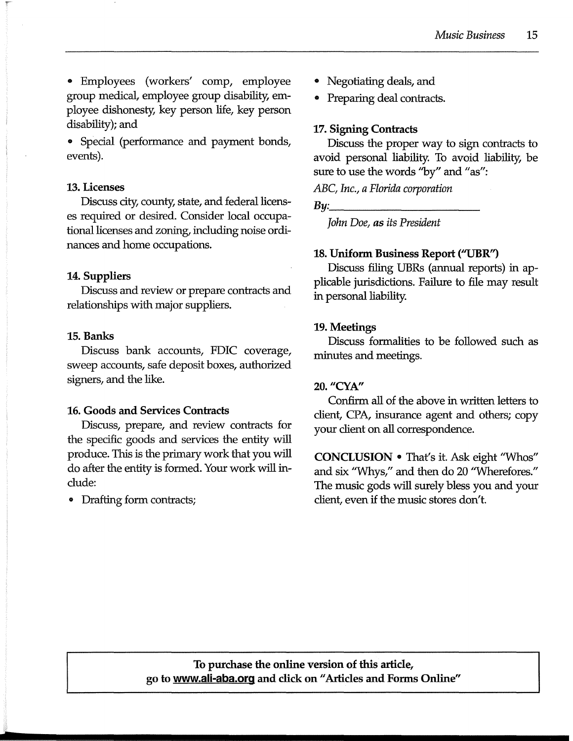- Employees (workers' comp, employee group medical, employee group disability, employee dishonesty, key person life, key person disability); and
- Special (performance and payment bonds, events).

### 13. Licenses

Discuss city, county, state, and federal licenses required or desired. Consider local occupational licenses and zoning, including noise ordinances and home occupations.

### 14. Suppliers

Discuss and review or prepare contracts and relationships with major suppliers.

### 15. Banks

Discuss bank accounts, FDIC coverage, sweep accounts, safe deposit boxes, authorized signers, and the like.

### 16. Goods and Services Contracts

Discuss, prepare, and review contracts for the specific goods and services the entity will produce. This is the primary work that you will do after the entity is formed. Your work will include:

- Drafting form contracts;
- Negotiating deals, and
- Preparing deal contracts.

### 17. Signing Contracts

Discuss the proper way to sign contracts to avoid personal liability. To avoid liability, be sure to use the words "by" and "as":

*ABC, Inc., a Florida corporation*

*By:*\_\_\_\_\_\_\_\_\_\_\_\_\_\_\_\_\_\_\_\_\_\_\_\_

*John Doe, **as** its President*

### 18. Uniform Business Report ("UBR")

Discuss filing UBRs (annual reports) in applicable jurisdictions. Failure to file may result in personal liability.

### 19. Meetings

Discuss formalities to be followed such as minutes and meetings.

### 20. "CYA"

Confirm all of the above in written letters to client, CPA, insurance agent and others; copy your client on all correspondence.

**CONCLUSION** • That's it. Ask eight "Whos" and six "Whys," and then do 20 "Wherefores." The music gods will surely bless you and your client, even if the music stores don't.

**To purchase the online version of this article, go to www.ali-aba.org and click on "Articles and Forms Online"**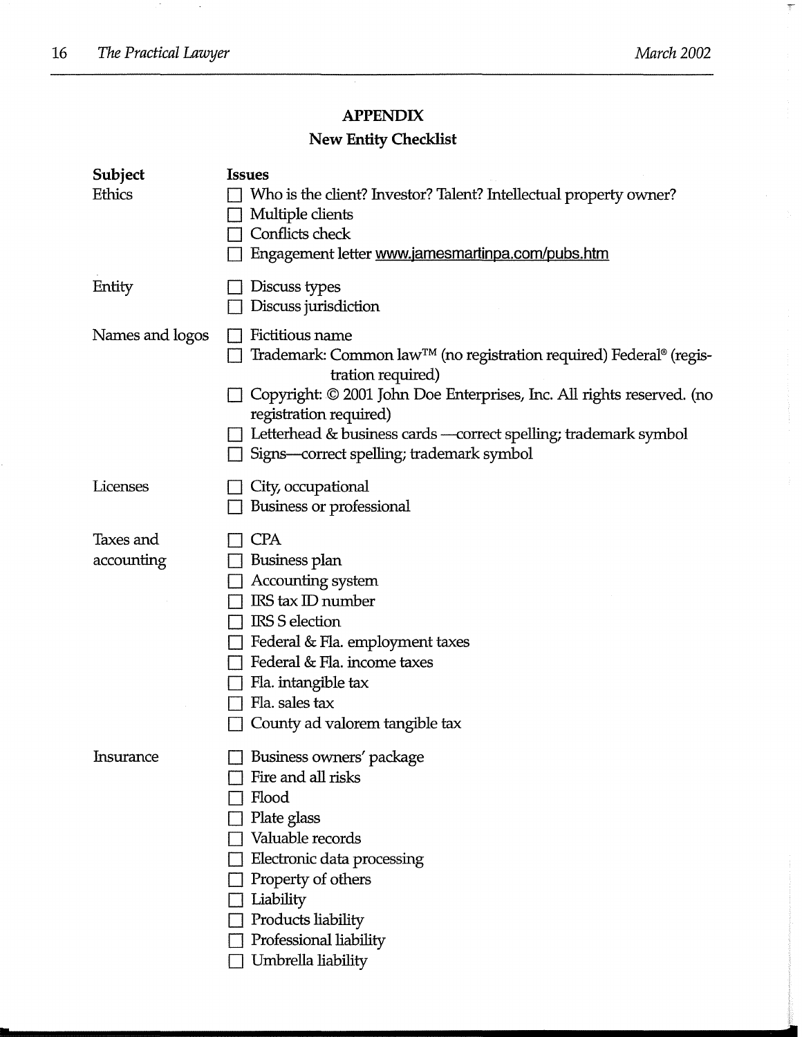## APPENDIX

### New Entity Checklist

| Subject | Issues |
|---|---|
| Ethics | ☐ Who is the client? Investor? Talent? Intellectual property owner?<br>☐ Multiple clients<br>☐ Conflicts check<br>☐ Engagement letter www.jamesmartinpa.com/pubs.htm |
| Entity | ☐ Discuss types<br>☐ Discuss jurisdiction |
| Names and logos | ☐ Fictitious name<br>☐ Trademark: Common law™ (no registration required) Federal® (registration required)<br>☐ Copyright: © 2001 John Doe Enterprises, Inc. All rights reserved. (no registration required)<br>☐ Letterhead & business cards —correct spelling; trademark symbol<br>☐ Signs—correct spelling; trademark symbol |
| Licenses | ☐ City, occupational<br>☐ Business or professional |
| Taxes and accounting | ☐ CPA<br>☐ Business plan<br>☐ Accounting system<br>☐ IRS tax ID number<br>☐ IRS S election<br>☐ Federal & Fla. employment taxes<br>☐ Federal & Fla. income taxes<br>☐ Fla. intangible tax<br>☐ Fla. sales tax<br>☐ County ad valorem tangible tax |
| Insurance | ☐ Business owners' package<br>☐ Fire and all risks<br>☐ Flood<br>☐ Plate glass<br>☐ Valuable records<br>☐ Electronic data processing<br>☐ Property of others<br>☐ Liability<br>☐ Products liability<br>☐ Professional liability<br>☐ Umbrella liability |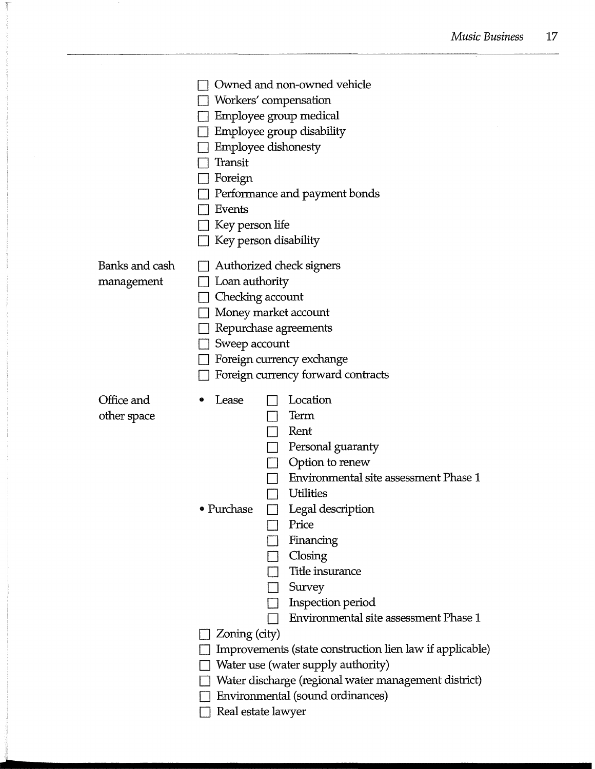- [ ] Owned and non-owned vehicle
- [ ] Workers' compensation
- [ ] Employee group medical
- [ ] Employee group disability
- [ ] Employee dishonesty
- [ ] Transit
- [ ] Foreign
- [ ] Performance and payment bonds
- [ ] Events
- [ ] Key person life
- [ ] Key person disability

**Banks and cash management**

- [ ] Authorized check signers
- [ ] Loan authority
- [ ] Checking account
- [ ] Money market account
- [ ] Repurchase agreements
- [ ] Sweep account
- [ ] Foreign currency exchange
- [ ] Foreign currency forward contracts

**Office and other space**

- Lease
  - [ ] Location
  - [ ] Term
  - [ ] Rent
  - [ ] Personal guaranty
  - [ ] Option to renew
  - [ ] Environmental site assessment Phase 1
  - [ ] Utilities
- Purchase
  - [ ] Legal description
  - [ ] Price
  - [ ] Financing
  - [ ] Closing
  - [ ] Title insurance
  - [ ] Survey
  - [ ] Inspection period
  - [ ] Environmental site assessment Phase 1
- [ ] Zoning (city)
- [ ] Improvements (state construction lien law if applicable)
- [ ] Water use (water supply authority)
- [ ] Water discharge (regional water management district)
- [ ] Environmental (sound ordinances)
- [ ] Real estate lawyer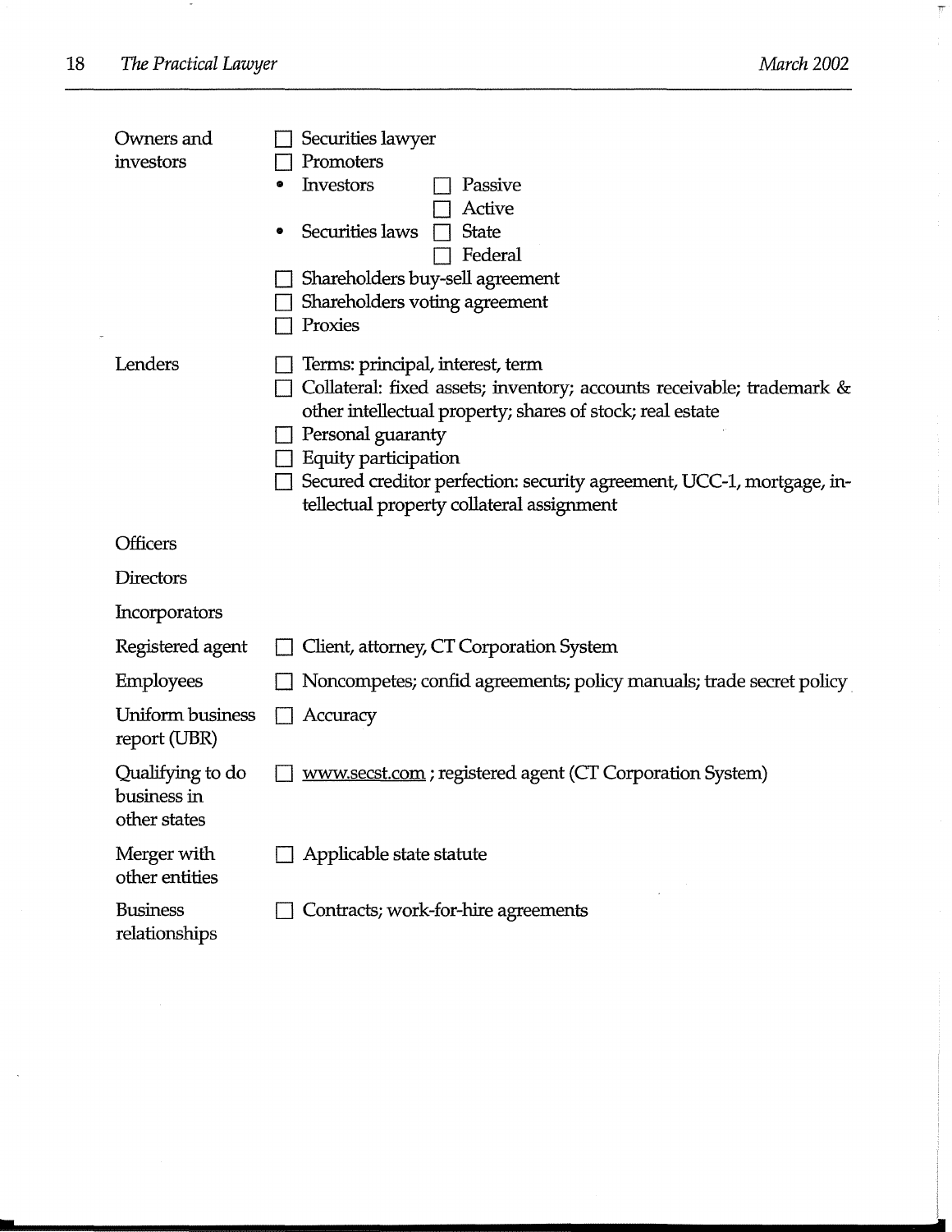| | |
|---|---|
| Owners and investors | ☐ Securities lawyer<br>☐ Promoters<br>• Investors ☐ Passive ☐ Active<br>• Securities laws ☐ State ☐ Federal<br>☐ Shareholders buy-sell agreement<br>☐ Shareholders voting agreement<br>☐ Proxies |
| Lenders | ☐ Terms: principal, interest, term<br>☐ Collateral: fixed assets; inventory; accounts receivable; trademark & other intellectual property; shares of stock; real estate<br>☐ Personal guaranty<br>☐ Equity participation<br>☐ Secured creditor perfection: security agreement, UCC-1, mortgage, intellectual property collateral assignment |
| Officers | |
| Directors | |
| Incorporators | |
| Registered agent | ☐ Client, attorney, CT Corporation System |
| Employees | ☐ Noncompetes; confid agreements; policy manuals; trade secret policy |
| Uniform business report (UBR) | ☐ Accuracy |
| Qualifying to do business in other states | ☐ www.secst.com ; registered agent (CT Corporation System) |
| Merger with other entities | ☐ Applicable state statute |
| Business relationships | ☐ Contracts; work-for-hire agreements |